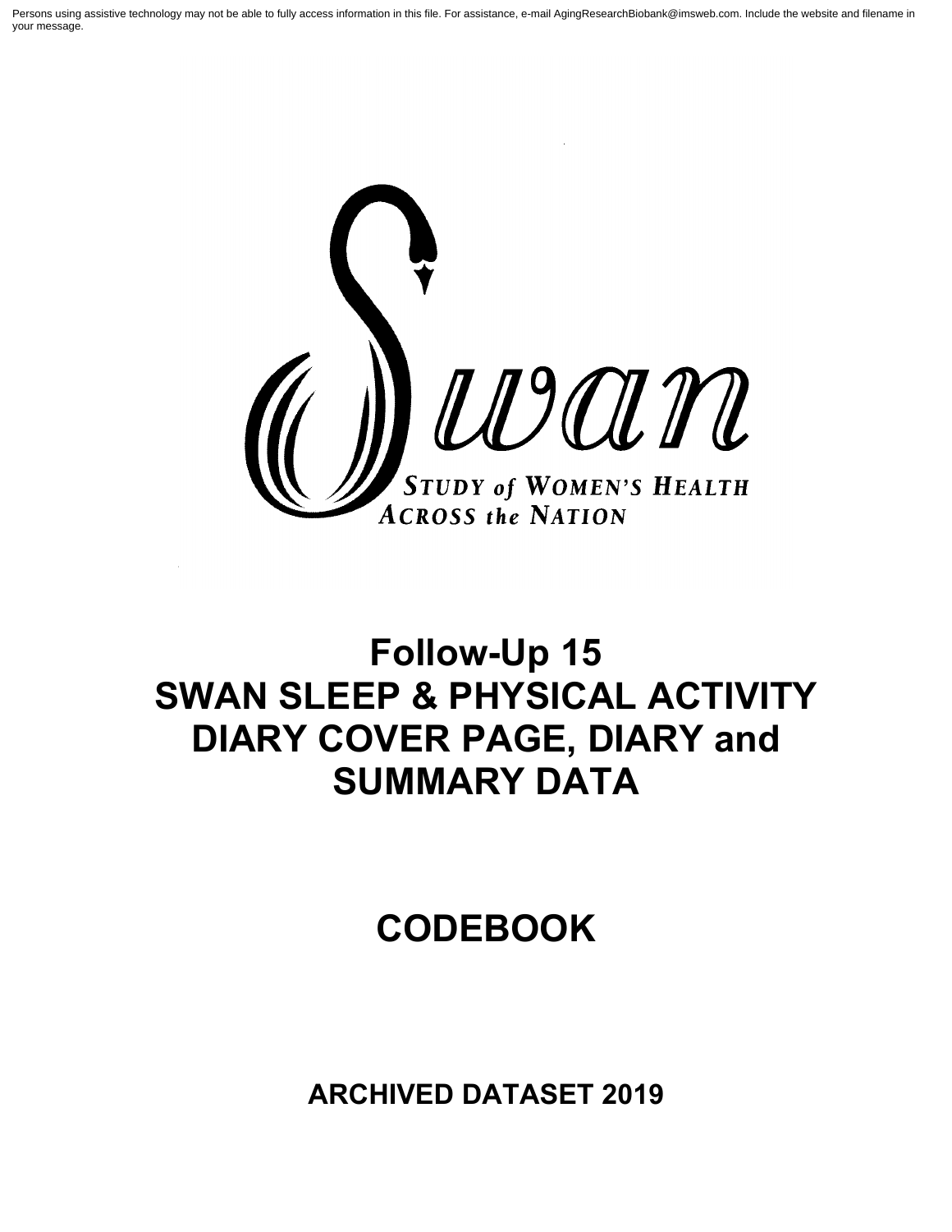Persons using assistive technology may not be able to fully access information in this file. For assistance, e-mail AgingResearchBiobank@imsweb.com. Include the website and filename in your message.

Swan

STUDY of WOMEN'S HEALTH ACROSS the NATION

# Follow-Up 15
# SWAN SLEEP & PHYSICAL ACTIVITY DIARY COVER PAGE, DIARY and SUMMARY DATA

# CODEBOOK

## ARCHIVED DATASET 2019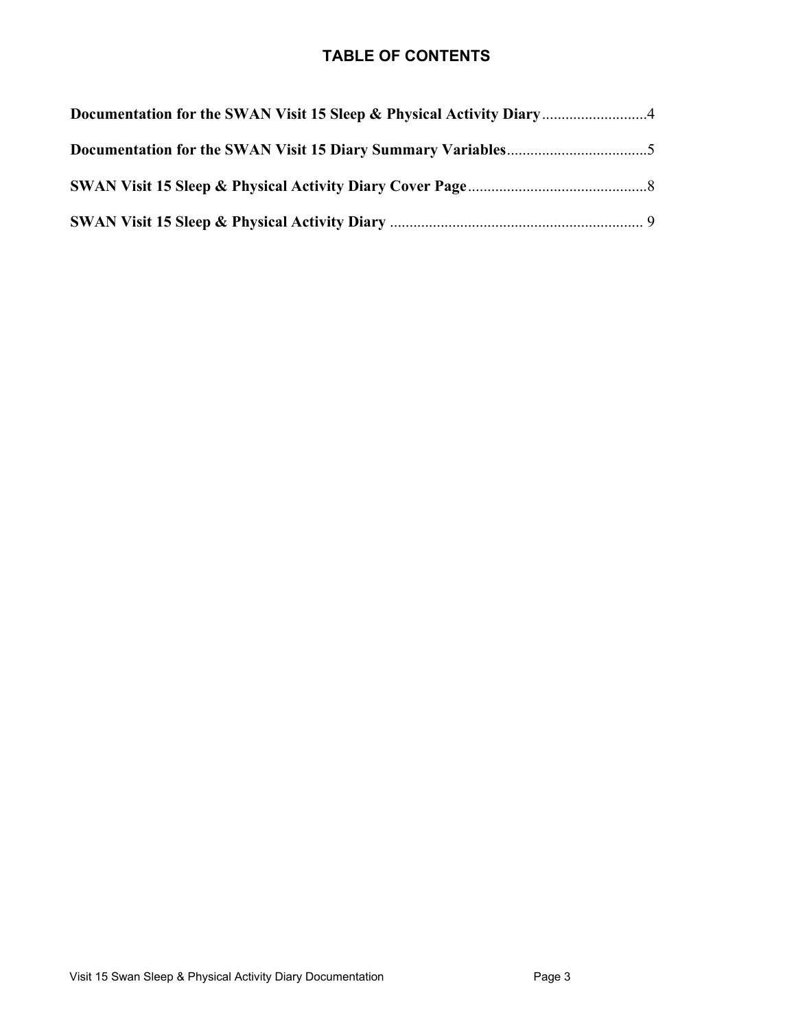## TABLE OF CONTENTS

**Documentation for the SWAN Visit 15 Sleep & Physical Activity Diary**...........................4

**Documentation for the SWAN Visit 15 Diary Summary Variables**....................................5

**SWAN Visit 15 Sleep & Physical Activity Diary Cover Page**..............................................8

**SWAN Visit 15 Sleep & Physical Activity Diary** ................................................................ 9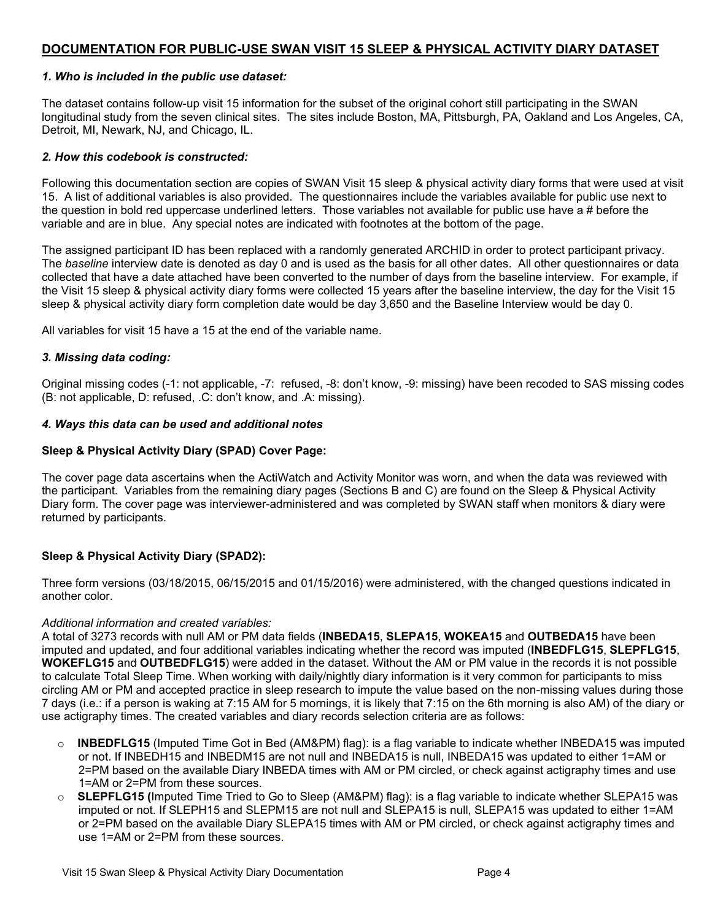## DOCUMENTATION FOR PUBLIC-USE SWAN VISIT 15 SLEEP & PHYSICAL ACTIVITY DIARY DATASET

### *1. Who is included in the public use dataset:*

The dataset contains follow-up visit 15 information for the subset of the original cohort still participating in the SWAN longitudinal study from the seven clinical sites. The sites include Boston, MA, Pittsburgh, PA, Oakland and Los Angeles, CA, Detroit, MI, Newark, NJ, and Chicago, IL.

### *2. How this codebook is constructed:*

Following this documentation section are copies of SWAN Visit 15 sleep & physical activity diary forms that were used at visit 15. A list of additional variables is also provided. The questionnaires include the variables available for public use next to the question in bold red uppercase underlined letters. Those variables not available for public use have a # before the variable and are in blue. Any special notes are indicated with footnotes at the bottom of the page.

The assigned participant ID has been replaced with a randomly generated ARCHID in order to protect participant privacy. The *baseline* interview date is denoted as day 0 and is used as the basis for all other dates. All other questionnaires or data collected that have a date attached have been converted to the number of days from the baseline interview. For example, if the Visit 15 sleep & physical activity diary forms were collected 15 years after the baseline interview, the day for the Visit 15 sleep & physical activity diary form completion date would be day 3,650 and the Baseline Interview would be day 0.

All variables for visit 15 have a 15 at the end of the variable name.

### *3. Missing data coding:*

Original missing codes (-1: not applicable, -7: refused, -8: don't know, -9: missing) have been recoded to SAS missing codes (B: not applicable, D: refused, .C: don't know, and .A: missing).

### *4. Ways this data can be used and additional notes*

**Sleep & Physical Activity Diary (SPAD) Cover Page:**

The cover page data ascertains when the ActiWatch and Activity Monitor was worn, and when the data was reviewed with the participant. Variables from the remaining diary pages (Sections B and C) are found on the Sleep & Physical Activity Diary form. The cover page was interviewer-administered and was completed by SWAN staff when monitors & diary were returned by participants.

**Sleep & Physical Activity Diary (SPAD2):**

Three form versions (03/18/2015, 06/15/2015 and 01/15/2016) were administered, with the changed questions indicated in another color.

*Additional information and created variables:*

A total of 3273 records with null AM or PM data fields (**INBEDA15**, **SLEPA15**, **WOKEA15** and **OUTBEDA15** have been imputed and updated, and four additional variables indicating whether the record was imputed (**INBEDFLG15**, **SLEPFLG15**, **WOKEFLG15** and **OUTBEDFLG15**) were added in the dataset. Without the AM or PM value in the records it is not possible to calculate Total Sleep Time. When working with daily/nightly diary information is it very common for participants to miss circling AM or PM and accepted practice in sleep research to impute the value based on the non-missing values during those 7 days (i.e.: if a person is waking at 7:15 AM for 5 mornings, it is likely that 7:15 on the 6th morning is also AM) of the diary or use actigraphy times. The created variables and diary records selection criteria are as follows:

- **INBEDFLG15** (Imputed Time Got in Bed (AM&PM) flag): is a flag variable to indicate whether INBEDA15 was imputed or not. If INBEDH15 and INBEDM15 are not null and INBEDA15 is null, INBEDA15 was updated to either 1=AM or 2=PM based on the available Diary INBEDA times with AM or PM circled, or check against actigraphy times and use 1=AM or 2=PM from these sources.
- **SLEPFLG15 (**Imputed Time Tried to Go to Sleep (AM&PM) flag): is a flag variable to indicate whether SLEPA15 was imputed or not. If SLEPH15 and SLEPM15 are not null and SLEPA15 is null, SLEPA15 was updated to either 1=AM or 2=PM based on the available Diary SLEPA15 times with AM or PM circled, or check against actigraphy times and use 1=AM or 2=PM from these sources.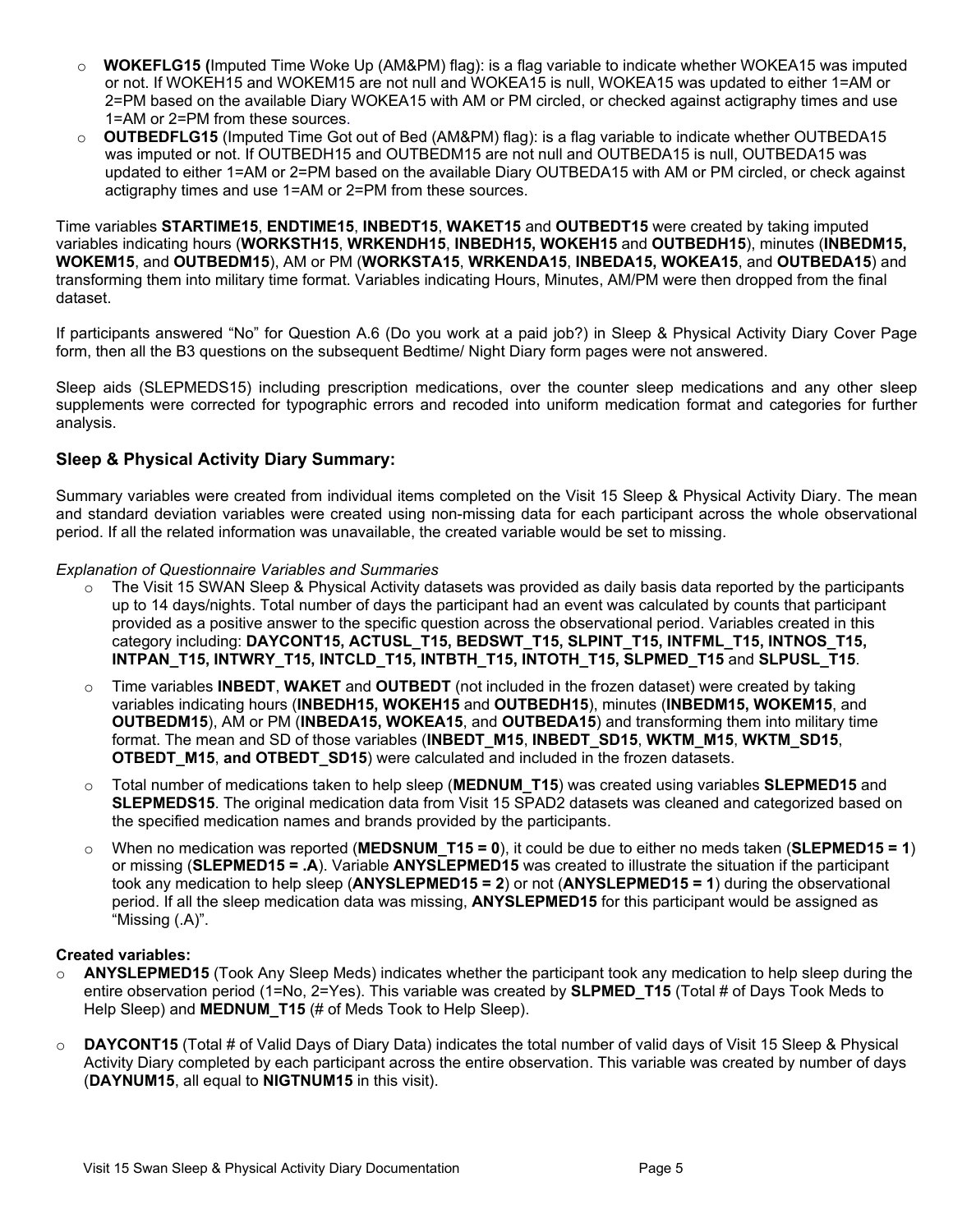- **WOKEFLG15 (**Imputed Time Woke Up (AM&PM) flag): is a flag variable to indicate whether WOKEA15 was imputed or not. If WOKEH15 and WOKEM15 are not null and WOKEA15 is null, WOKEA15 was updated to either 1=AM or 2=PM based on the available Diary WOKEA15 with AM or PM circled, or checked against actigraphy times and use 1=AM or 2=PM from these sources.
- **OUTBEDFLG15** (Imputed Time Got out of Bed (AM&PM) flag): is a flag variable to indicate whether OUTBEDA15 was imputed or not. If OUTBEDH15 and OUTBEDM15 are not null and OUTBEDA15 is null, OUTBEDA15 was updated to either 1=AM or 2=PM based on the available Diary OUTBEDA15 with AM or PM circled, or check against actigraphy times and use 1=AM or 2=PM from these sources.

Time variables **STARTIME15**, **ENDTIME15**, **INBEDT15**, **WAKET15** and **OUTBEDT15** were created by taking imputed variables indicating hours (**WORKSTH15**, **WRKENDH15**, **INBEDH15, WOKEH15** and **OUTBEDH15**), minutes (**INBEDM15, WOKEM15**, and **OUTBEDM15**), AM or PM (**WORKSTA15**, **WRKENDA15**, **INBEDA15, WOKEA15**, and **OUTBEDA15**) and transforming them into military time format. Variables indicating Hours, Minutes, AM/PM were then dropped from the final dataset.

If participants answered "No" for Question A.6 (Do you work at a paid job?) in Sleep & Physical Activity Diary Cover Page form, then all the B3 questions on the subsequent Bedtime/ Night Diary form pages were not answered.

Sleep aids (SLEPMEDS15) including prescription medications, over the counter sleep medications and any other sleep supplements were corrected for typographic errors and recoded into uniform medication format and categories for further analysis.

## Sleep & Physical Activity Diary Summary:

Summary variables were created from individual items completed on the Visit 15 Sleep & Physical Activity Diary. The mean and standard deviation variables were created using non-missing data for each participant across the whole observational period. If all the related information was unavailable, the created variable would be set to missing.

*Explanation of Questionnaire Variables and Summaries*

- The Visit 15 SWAN Sleep & Physical Activity datasets was provided as daily basis data reported by the participants up to 14 days/nights. Total number of days the participant had an event was calculated by counts that participant provided as a positive answer to the specific question across the observational period. Variables created in this category including: **DAYCONT15, ACTUSL_T15, BEDSWT_T15, SLPINT_T15, INTFML_T15, INTNOS_T15, INTPAN_T15, INTWRY_T15, INTCLD_T15, INTBTH_T15, INTOTH_T15, SLPMED_T15** and **SLPUSL_T15**.
- Time variables **INBEDT**, **WAKET** and **OUTBEDT** (not included in the frozen dataset) were created by taking variables indicating hours (**INBEDH15, WOKEH15** and **OUTBEDH15**), minutes (**INBEDM15, WOKEM15**, and **OUTBEDM15**), AM or PM (**INBEDA15, WOKEA15**, and **OUTBEDA15**) and transforming them into military time format. The mean and SD of those variables (**INBEDT_M15**, **INBEDT_SD15**, **WKTM_M15**, **WKTM_SD15**, **OTBEDT_M15**, **and OTBEDT_SD15**) were calculated and included in the frozen datasets.
- Total number of medications taken to help sleep (**MEDNUM_T15**) was created using variables **SLEPMED15** and **SLEPMEDS15**. The original medication data from Visit 15 SPAD2 datasets was cleaned and categorized based on the specified medication names and brands provided by the participants.
- When no medication was reported (**MEDSNUM_T15 = 0**), it could be due to either no meds taken (**SLEPMED15 = 1**) or missing (**SLEPMED15 = .A**). Variable **ANYSLEPMED15** was created to illustrate the situation if the participant took any medication to help sleep (**ANYSLEPMED15 = 2**) or not (**ANYSLEPMED15 = 1**) during the observational period. If all the sleep medication data was missing, **ANYSLEPMED15** for this participant would be assigned as "Missing (.A)".

**Created variables:**

- **ANYSLEPMED15** (Took Any Sleep Meds) indicates whether the participant took any medication to help sleep during the entire observation period (1=No, 2=Yes). This variable was created by **SLPMED_T15** (Total # of Days Took Meds to Help Sleep) and **MEDNUM_T15** (# of Meds Took to Help Sleep).
- **DAYCONT15** (Total # of Valid Days of Diary Data) indicates the total number of valid days of Visit 15 Sleep & Physical Activity Diary completed by each participant across the entire observation. This variable was created by number of days (**DAYNUM15**, all equal to **NIGTNUM15** in this visit).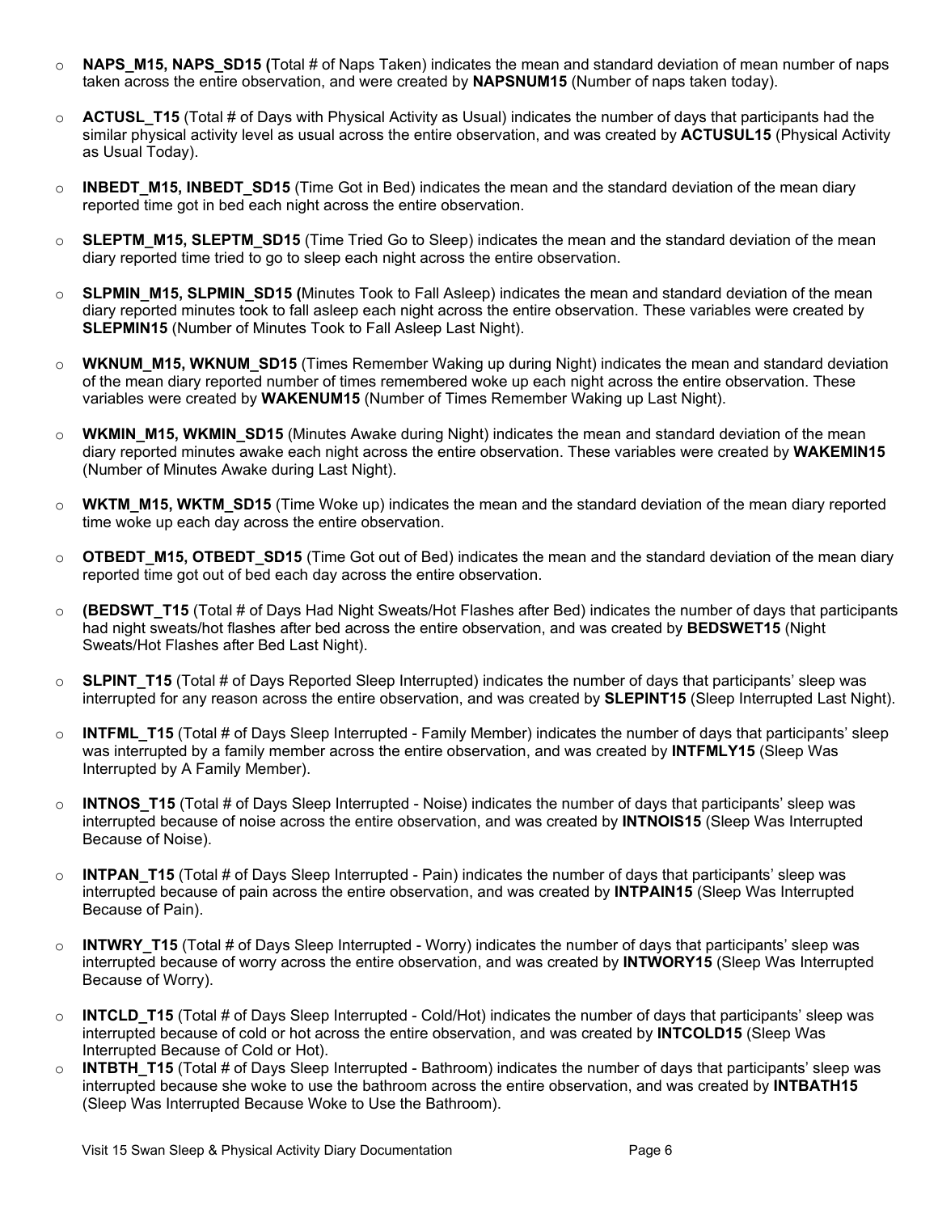- **NAPS_M15, NAPS_SD15 (**Total # of Naps Taken) indicates the mean and standard deviation of mean number of naps taken across the entire observation, and were created by **NAPSNUM15** (Number of naps taken today).
- **ACTUSL_T15** (Total # of Days with Physical Activity as Usual) indicates the number of days that participants had the similar physical activity level as usual across the entire observation, and was created by **ACTUSUL15** (Physical Activity as Usual Today).
- **INBEDT_M15, INBEDT_SD15** (Time Got in Bed) indicates the mean and the standard deviation of the mean diary reported time got in bed each night across the entire observation.
- **SLEPTM_M15, SLEPTM_SD15** (Time Tried Go to Sleep) indicates the mean and the standard deviation of the mean diary reported time tried to go to sleep each night across the entire observation.
- **SLPMIN_M15, SLPMIN_SD15 (**Minutes Took to Fall Asleep) indicates the mean and standard deviation of the mean diary reported minutes took to fall asleep each night across the entire observation. These variables were created by **SLEPMIN15** (Number of Minutes Took to Fall Asleep Last Night).
- **WKNUM_M15, WKNUM_SD15** (Times Remember Waking up during Night) indicates the mean and standard deviation of the mean diary reported number of times remembered woke up each night across the entire observation. These variables were created by **WAKENUM15** (Number of Times Remember Waking up Last Night).
- **WKMIN_M15, WKMIN_SD15** (Minutes Awake during Night) indicates the mean and standard deviation of the mean diary reported minutes awake each night across the entire observation. These variables were created by **WAKEMIN15** (Number of Minutes Awake during Last Night).
- **WKTM_M15, WKTM_SD15** (Time Woke up) indicates the mean and the standard deviation of the mean diary reported time woke up each day across the entire observation.
- **OTBEDT_M15, OTBEDT_SD15** (Time Got out of Bed) indicates the mean and the standard deviation of the mean diary reported time got out of bed each day across the entire observation.
- **(BEDSWT_T15** (Total # of Days Had Night Sweats/Hot Flashes after Bed) indicates the number of days that participants had night sweats/hot flashes after bed across the entire observation, and was created by **BEDSWET15** (Night Sweats/Hot Flashes after Bed Last Night).
- **SLPINT_T15** (Total # of Days Reported Sleep Interrupted) indicates the number of days that participants' sleep was interrupted for any reason across the entire observation, and was created by **SLEPINT15** (Sleep Interrupted Last Night).
- **INTFML_T15** (Total # of Days Sleep Interrupted - Family Member) indicates the number of days that participants' sleep was interrupted by a family member across the entire observation, and was created by **INTFMLY15** (Sleep Was Interrupted by A Family Member).
- **INTNOS_T15** (Total # of Days Sleep Interrupted - Noise) indicates the number of days that participants' sleep was interrupted because of noise across the entire observation, and was created by **INTNOIS15** (Sleep Was Interrupted Because of Noise).
- **INTPAN_T15** (Total # of Days Sleep Interrupted - Pain) indicates the number of days that participants' sleep was interrupted because of pain across the entire observation, and was created by **INTPAIN15** (Sleep Was Interrupted Because of Pain).
- **INTWRY_T15** (Total # of Days Sleep Interrupted - Worry) indicates the number of days that participants' sleep was interrupted because of worry across the entire observation, and was created by **INTWORY15** (Sleep Was Interrupted Because of Worry).
- **INTCLD_T15** (Total # of Days Sleep Interrupted - Cold/Hot) indicates the number of days that participants' sleep was interrupted because of cold or hot across the entire observation, and was created by **INTCOLD15** (Sleep Was Interrupted Because of Cold or Hot).
- **INTBTH_T15** (Total # of Days Sleep Interrupted - Bathroom) indicates the number of days that participants' sleep was interrupted because she woke to use the bathroom across the entire observation, and was created by **INTBATH15** (Sleep Was Interrupted Because Woke to Use the Bathroom).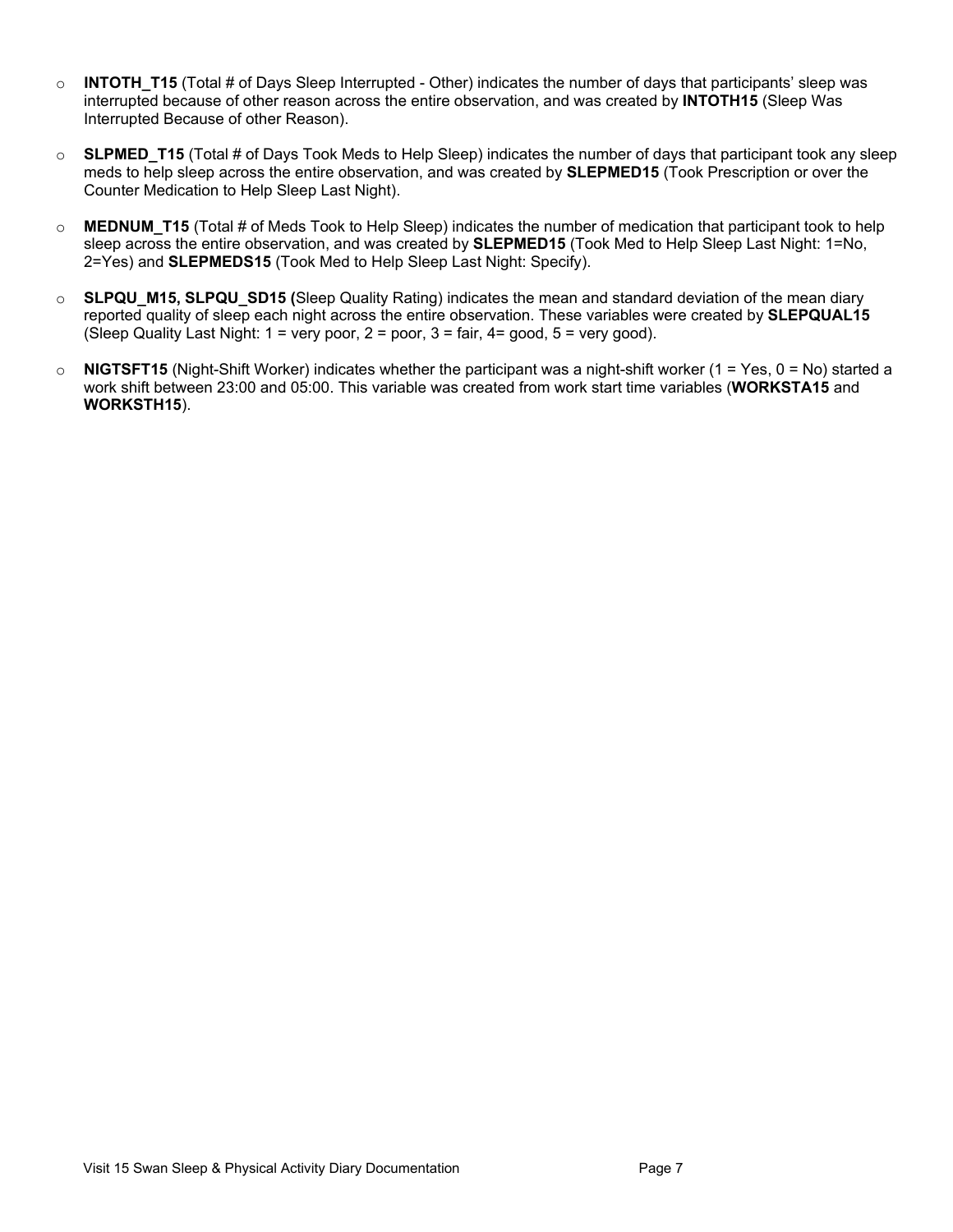- **INTOTH_T15** (Total # of Days Sleep Interrupted - Other) indicates the number of days that participants' sleep was interrupted because of other reason across the entire observation, and was created by **INTOTH15** (Sleep Was Interrupted Because of other Reason).

- **SLPMED_T15** (Total # of Days Took Meds to Help Sleep) indicates the number of days that participant took any sleep meds to help sleep across the entire observation, and was created by **SLEPMED15** (Took Prescription or over the Counter Medication to Help Sleep Last Night).

- **MEDNUM_T15** (Total # of Meds Took to Help Sleep) indicates the number of medication that participant took to help sleep across the entire observation, and was created by **SLEPMED15** (Took Med to Help Sleep Last Night: 1=No, 2=Yes) and **SLEPMEDS15** (Took Med to Help Sleep Last Night: Specify).

- **SLPQU_M15, SLPQU_SD15 (**Sleep Quality Rating) indicates the mean and standard deviation of the mean diary reported quality of sleep each night across the entire observation. These variables were created by **SLEPQUAL15** (Sleep Quality Last Night: 1 = very poor, 2 = poor, 3 = fair, 4= good, 5 = very good).

- **NIGTSFT15** (Night-Shift Worker) indicates whether the participant was a night-shift worker (1 = Yes, 0 = No) started a work shift between 23:00 and 05:00. This variable was created from work start time variables (**WORKSTA15** and **WORKSTH15**).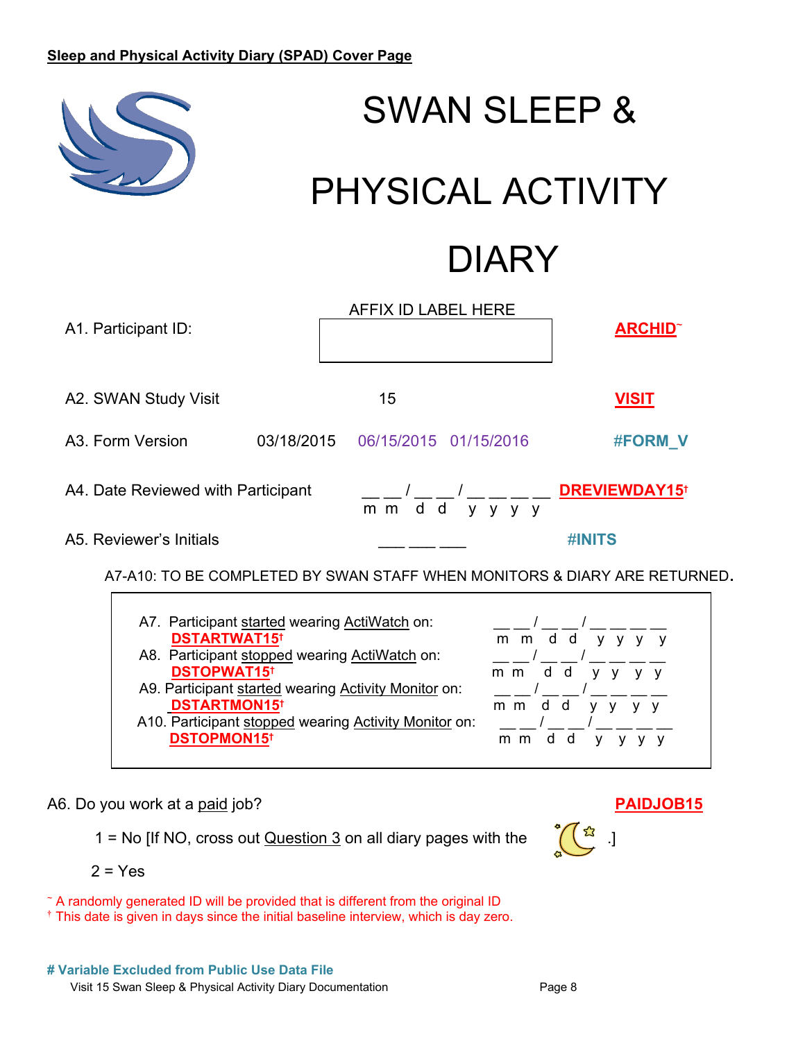**Sleep and Physical Activity Diary (SPAD) Cover Page**

# SWAN SLEEP & PHYSICAL ACTIVITY DIARY

| | | |
|---|---|---|
| A1. Participant ID: | AFFIX ID LABEL HERE | **ARCHID~** |
| A2. SWAN Study Visit | 15 | **VISIT** |
| A3. Form Version | 03/18/2015 06/15/2015 01/15/2016 | **#FORM_V** |
| A4. Date Reviewed with Participant | __ __ / __ __ / __ __ __ __ (m m d d y y y y) | **DREVIEWDAY15†** |
| A5. Reviewer's Initials | ___ ___ ___ | **#INITS** |

A7-A10: TO BE COMPLETED BY SWAN STAFF WHEN MONITORS & DIARY ARE RETURNED.

| | |
|---|---|
| A7. Participant started wearing ActiWatch on: **DSTARTWAT15†** | __ __ / __ __ / __ __ __ __ (m m d d y y y y) |
| A8. Participant stopped wearing ActiWatch on: **DSTOPWAT15†** | __ __ / __ __ / __ __ __ __ (m m d d y y y y) |
| A9. Participant started wearing Activity Monitor on: **DSTARTMON15†** | __ __ / __ __ / __ __ __ __ (m m d d y y y y) |
| A10. Participant stopped wearing Activity Monitor on: **DSTOPMON15†** | __ __ / __ __ / __ __ __ __ (m m d d y y y y) |

A6. Do you work at a paid job? **PAIDJOB15**

1 = No [If NO, cross out Question 3 on all diary pages with the (moon symbol).]

2 = Yes

~ A randomly generated ID will be provided that is different from the original ID
† This date is given in days since the initial baseline interview, which is day zero.

**# Variable Excluded from Public Use Data File**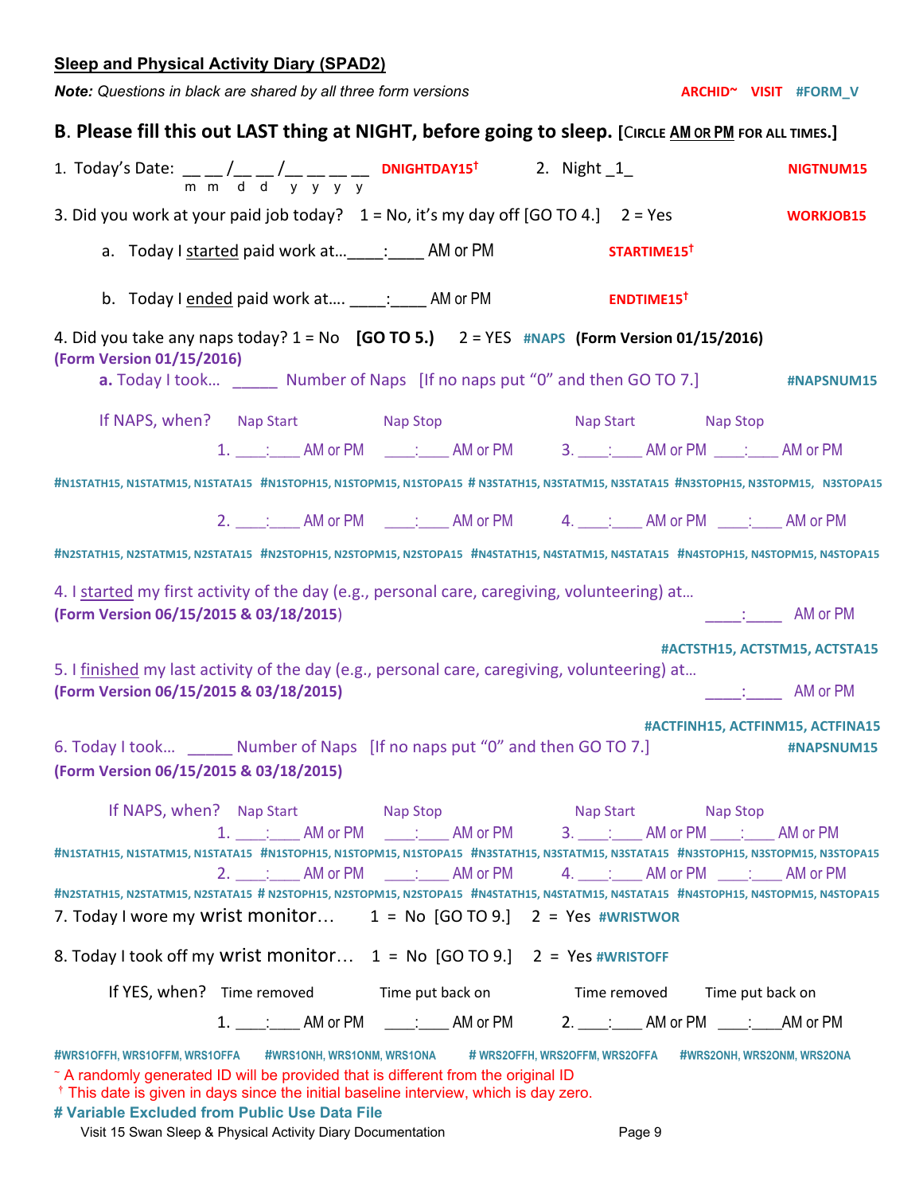**Sleep and Physical Activity Diary (SPAD2)**

***Note:*** *Questions in black are shared by all three form versions* ARCHID~ VISIT #FORM_V

## B. Please fill this out LAST thing at NIGHT, before going to sleep. [CIRCLE AM OR PM FOR ALL TIMES.]

1. Today's Date: __ __/__ __/__ __ __ __ (m m d d y y y y) DNIGHTDAY15† 2. Night _1_ NIGTNUM15

3. Did you work at your paid job today? 1 = No, it's my day off [GO TO 4.] 2 = Yes WORKJOB15

   a. Today I started paid work at…____:____ AM or PM STARTIME15†

   b. Today I ended paid work at…. ____:____ AM or PM ENDTIME15†

4. Did you take any naps today? 1 = No **[GO TO 5.]** 2 = YES #NAPS **(Form Version 01/15/2016)**
**(Form Version 01/15/2016)**

   **a.** Today I took… _____ Number of Naps [If no naps put "0" and then GO TO 7.] #NAPSNUM15

   If NAPS, when?

| | Nap Start | Nap Stop | | Nap Start | Nap Stop |
|---|---|---|---|---|---|
| 1. | ____:____ AM or PM | ____:____ AM or PM | 3. | ____:____ AM or PM | ____:____ AM or PM |
| | #N1STATH15, N1STATM15, N1STATA15 | #N1STOPH15, N1STOPM15, N1STOPA15 | | # N3STATH15, N3STATM15, N3STATA15 | #N3STOPH15, N3STOPM15, N3STOPA15 |
| 2. | ____:____ AM or PM | ____:____ AM or PM | 4. | ____:____ AM or PM | ____:____ AM or PM |
| | #N2STATH15, N2STATM15, N2STATA15 | #N2STOPH15, N2STOPM15, N2STOPA15 | | #N4STATH15, N4STATM15, N4STATA15 | #N4STOPH15, N4STOPM15, N4STOPA15 |

4. I started my first activity of the day (e.g., personal care, caregiving, volunteering) at…
**(Form Version 06/15/2015 & 03/18/2015)** ____:____ AM or PM

#ACTSTH15, ACTSTM15, ACTSTA15

5. I finished my last activity of the day (e.g., personal care, caregiving, volunteering) at…
**(Form Version 06/15/2015 & 03/18/2015)** ____:____ AM or PM

#ACTFINH15, ACTFINM15, ACTFINA15

6. Today I took… _____ Number of Naps [If no naps put "0" and then GO TO 7.] #NAPSNUM15
**(Form Version 06/15/2015 & 03/18/2015)**

   If NAPS, when?

| | Nap Start | Nap Stop | | Nap Start | Nap Stop |
|---|---|---|---|---|---|
| 1. | ____:____ AM or PM | ____:____ AM or PM | 3. | ____:____ AM or PM | ____:____ AM or PM |
| | #N1STATH15, N1STATM15, N1STATA15 | #N1STOPH15, N1STOPM15, N1STOPA15 | | #N3STATH15, N3STATM15, N3STATA15 | #N3STOPH15, N3STOPM15, N3STOPA15 |
| 2. | ____:____ AM or PM | ____:____ AM or PM | 4. | ____:____ AM or PM | ____:____ AM or PM |
| | #N2STATH15, N2STATM15, N2STATA15 | # N2STOPH15, N2STOPM15, N2STOPA15 | | #N4STATH15, N4STATM15, N4STATA15 | #N4STOPH15, N4STOPM15, N4STOPA15 |

7. Today I wore my wrist monitor… 1 = No [GO TO 9.] 2 = Yes #WRISTWOR

8. Today I took off my wrist monitor… 1 = No [GO TO 9.] 2 = Yes #WRISTOFF

   If YES, when?

| | Time removed | Time put back on | | Time removed | Time put back on |
|---|---|---|---|---|---|
| 1. | ____:____ AM or PM | ____:____ AM or PM | 2. | ____:____ AM or PM | ____:____AM or PM |
| | #WRS1OFFH, WRS1OFFM, WRS1OFFA | #WRS1ONH, WRS1ONM, WRS1ONA | | # WRS2OFFH, WRS2OFFM, WRS2OFFA | #WRS2ONH, WRS2ONM, WRS2ONA |

~ A randomly generated ID will be provided that is different from the original ID
† This date is given in days since the initial baseline interview, which is day zero.
**# Variable Excluded from Public Use Data File**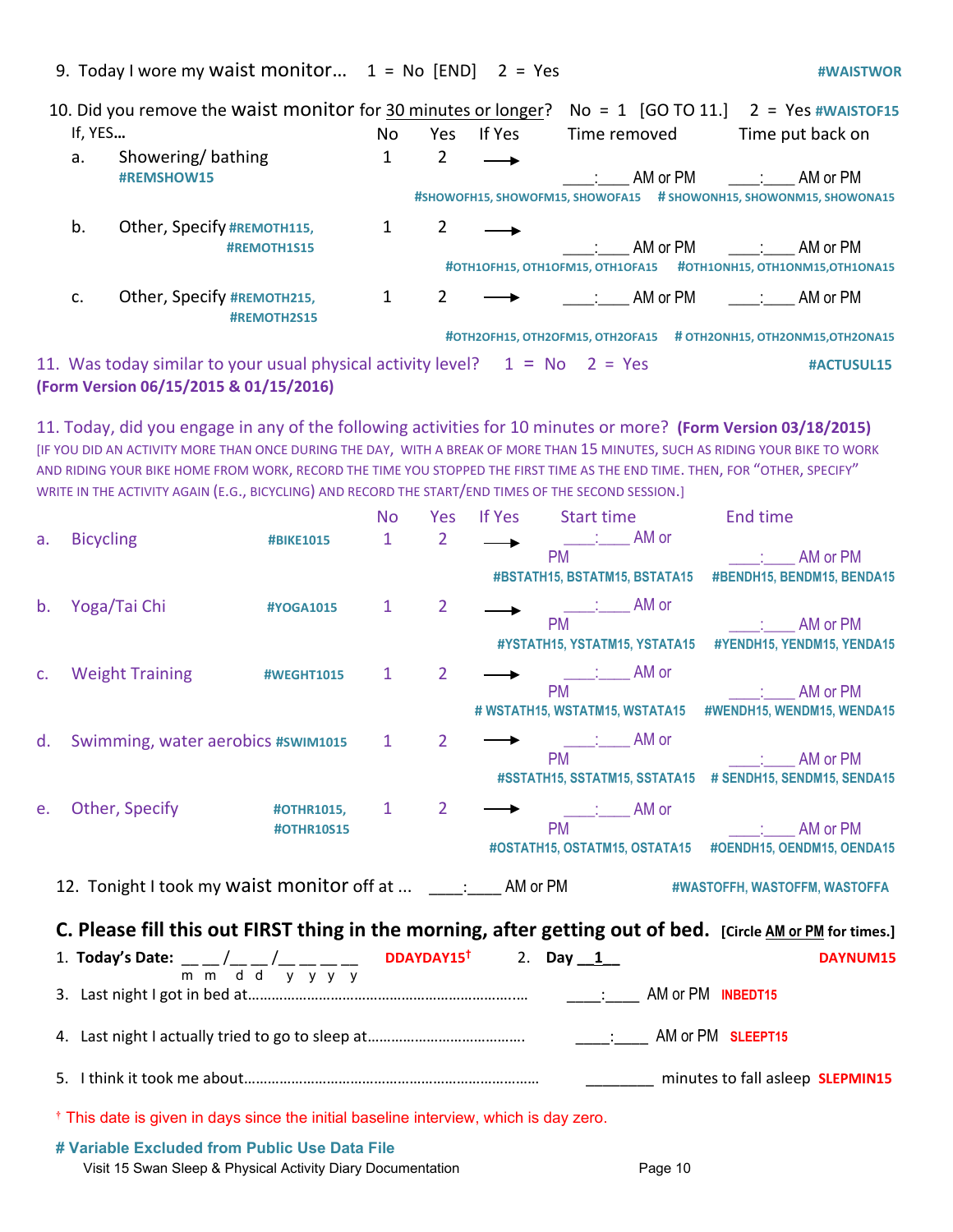9. Today I wore my waist monitor… 1 = No [END] 2 = Yes #WAISTWOR

10. Did you remove the waist monitor for 30 minutes or longer? No = 1 [GO TO 11.] 2 = Yes #WAISTOF15

If, YES…

| | | No | Yes | If Yes | Time removed | Time put back on |
|---|---|---|---|---|---|---|
| a. | Showering/ bathing #REMSHOW15 | 1 | 2 | → | ____:____ AM or PM #SHOWOFH15, SHOWOFM15, SHOWOFA15 | ____:____ AM or PM # SHOWONH15, SHOWONM15, SHOWONA15 |
| b. | Other, Specify #REMOTH115, #REMOTH1S15 | 1 | 2 | → | ____:____ AM or PM #OTH1OFH15, OTH1OFM15, OTH1OFA15 | ____:____ AM or PM #OTH1ONH15, OTH1ONM15,OTH1ONA15 |
| c. | Other, Specify #REMOTH215, #REMOTH2S15 | 1 | 2 | → | ____:____ AM or PM #OTH2OFH15, OTH2OFM15, OTH2OFA15 | ____:____ AM or PM # OTH2ONH15, OTH2ONM15,OTH2ONA15 |

11. Was today similar to your usual physical activity level? 1 = No 2 = Yes #ACTUSUL15
**(Form Version 06/15/2015 & 01/15/2016)**

11. Today, did you engage in any of the following activities for 10 minutes or more? **(Form Version 03/18/2015)**
[IF YOU DID AN ACTIVITY MORE THAN ONCE DURING THE DAY, WITH A BREAK OF MORE THAN 15 MINUTES, SUCH AS RIDING YOUR BIKE TO WORK AND RIDING YOUR BIKE HOME FROM WORK, RECORD THE TIME YOU STOPPED THE FIRST TIME AS THE END TIME. THEN, FOR "OTHER, SPECIFY" WRITE IN THE ACTIVITY AGAIN (E.G., BICYCLING) AND RECORD THE START/END TIMES OF THE SECOND SESSION.]

| | | | No | Yes | If Yes | Start time | End time |
|---|---|---|---|---|---|---|---|
| a. | Bicycling | #BIKE1015 | 1 | 2 | → | ____:____ AM or PM #BSTATH15, BSTATM15, BSTATA15 | ____:____ AM or PM #BENDH15, BENDM15, BENDA15 |
| b. | Yoga/Tai Chi | #YOGA1015 | 1 | 2 | → | ____:____ AM or PM #YSTATH15, YSTATM15, YSTATA15 | ____:____ AM or PM #YENDH15, YENDM15, YENDA15 |
| c. | Weight Training | #WEGHT1015 | 1 | 2 | → | ____:____ AM or PM # WSTATH15, WSTATM15, WSTATA15 | ____:____ AM or PM #WENDH15, WENDM15, WENDA15 |
| d. | Swimming, water aerobics | #SWIM1015 | 1 | 2 | → | ____:____ AM or PM #SSTATH15, SSTATM15, SSTATA15 | ____:____ AM or PM # SENDH15, SENDM15, SENDA15 |
| e. | Other, Specify | #OTHR1015, #OTHR10S15 | 1 | 2 | → | ____:____ AM or PM #OSTATH15, OSTATM15, OSTATA15 | ____:____ AM or PM #OENDH15, OENDM15, OENDA15 |

12. Tonight I took my waist monitor off at … ____:____ AM or PM #WASTOFFH, WASTOFFM, WASTOFFA

## C. Please fill this out FIRST thing in the morning, after getting out of bed. [Circle AM or PM for times.]

1. **Today's Date:** __ __/__ __/__ __ __ __ (m m / d d / y y y y) DDAYDAY15[†] 2. **Day __1__** DAYNUM15
3. Last night I got in bed at…………………………………………………….. ____:____ AM or PM INBEDT15
4. Last night I actually tried to go to sleep at………………………………. ____:____ AM or PM SLEEPT15
5. I think it took me about……………………………………………………… ________ minutes to fall asleep SLEPMIN15

[†] This date is given in days since the initial baseline interview, which is day zero.

**# Variable Excluded from Public Use Data File**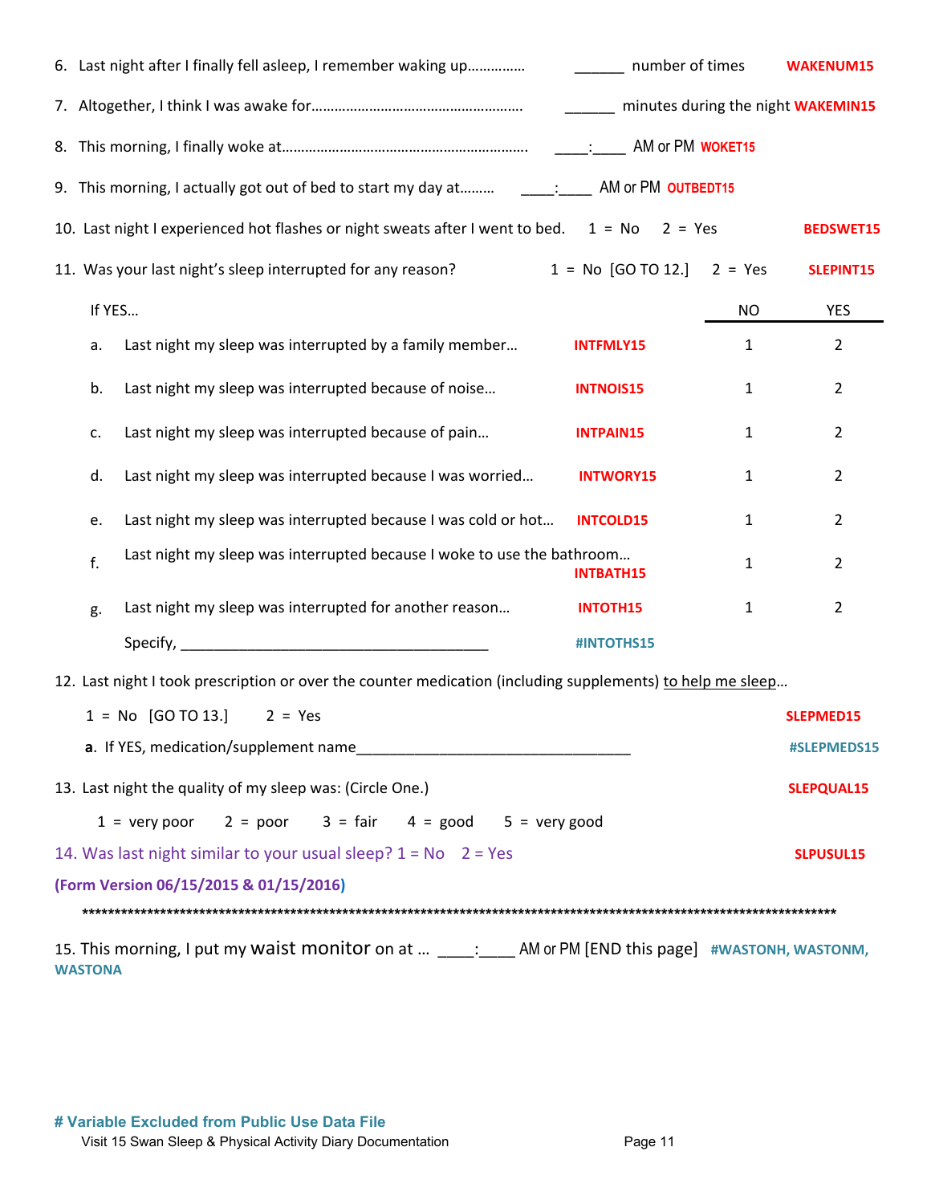6. Last night after I finally fell asleep, I remember waking up…………… ______ number of times **WAKENUM15**

7. Altogether, I think I was awake for……………………………………………… ______ minutes during the night **WAKEMIN15**

8. This morning, I finally woke at…………………………………………………… ____:____ AM or PM **WOKET15**

9. This morning, I actually got out of bed to start my day at……… ____:____ AM or PM **OUTBEDT15**

10. Last night I experienced hot flashes or night sweats after I went to bed. 1 = No 2 = Yes **BEDSWET15**

11. Was your last night's sleep interrupted for any reason? 1 = No [GO TO 12.] 2 = Yes **SLEPINT15**

| If YES… | | NO | YES |
|---|---|---|---|
| a. Last night my sleep was interrupted by a family member… | **INTFMLY15** | 1 | 2 |
| b. Last night my sleep was interrupted because of noise… | **INTNOIS15** | 1 | 2 |
| c. Last night my sleep was interrupted because of pain… | **INTPAIN15** | 1 | 2 |
| d. Last night my sleep was interrupted because I was worried… | **INTWORY15** | 1 | 2 |
| e. Last night my sleep was interrupted because I was cold or hot… | **INTCOLD15** | 1 | 2 |
| f. Last night my sleep was interrupted because I woke to use the bathroom… | **INTBATH15** | 1 | 2 |
| g. Last night my sleep was interrupted for another reason… | **INTOTH15** | 1 | 2 |
| Specify, ______________________________________ | **#INTOTHS15** | | |

12. Last night I took prescription or over the counter medication (including supplements) to help me sleep…

    1 = No [GO TO 13.] 2 = Yes **SLEPMED15**

    **a.** If YES, medication/supplement name_________________________________ **#SLEPMEDS15**

13. Last night the quality of my sleep was: (Circle One.) **SLEPQUAL15**

    1 = very poor 2 = poor 3 = fair 4 = good 5 = very good

14. Was last night similar to your usual sleep? 1 = No 2 = Yes **SLPUSUL15**

**(Form Version 06/15/2015 & 01/15/2016)**

******************************************************************************************************************

15. This morning, I put my waist monitor on at … ____:____ AM or PM [END this page] **#WASTONH, WASTONM, WASTONA**

**# Variable Excluded from Public Use Data File**

Visit 15 Swan Sleep & Physical Activity Diary Documentation